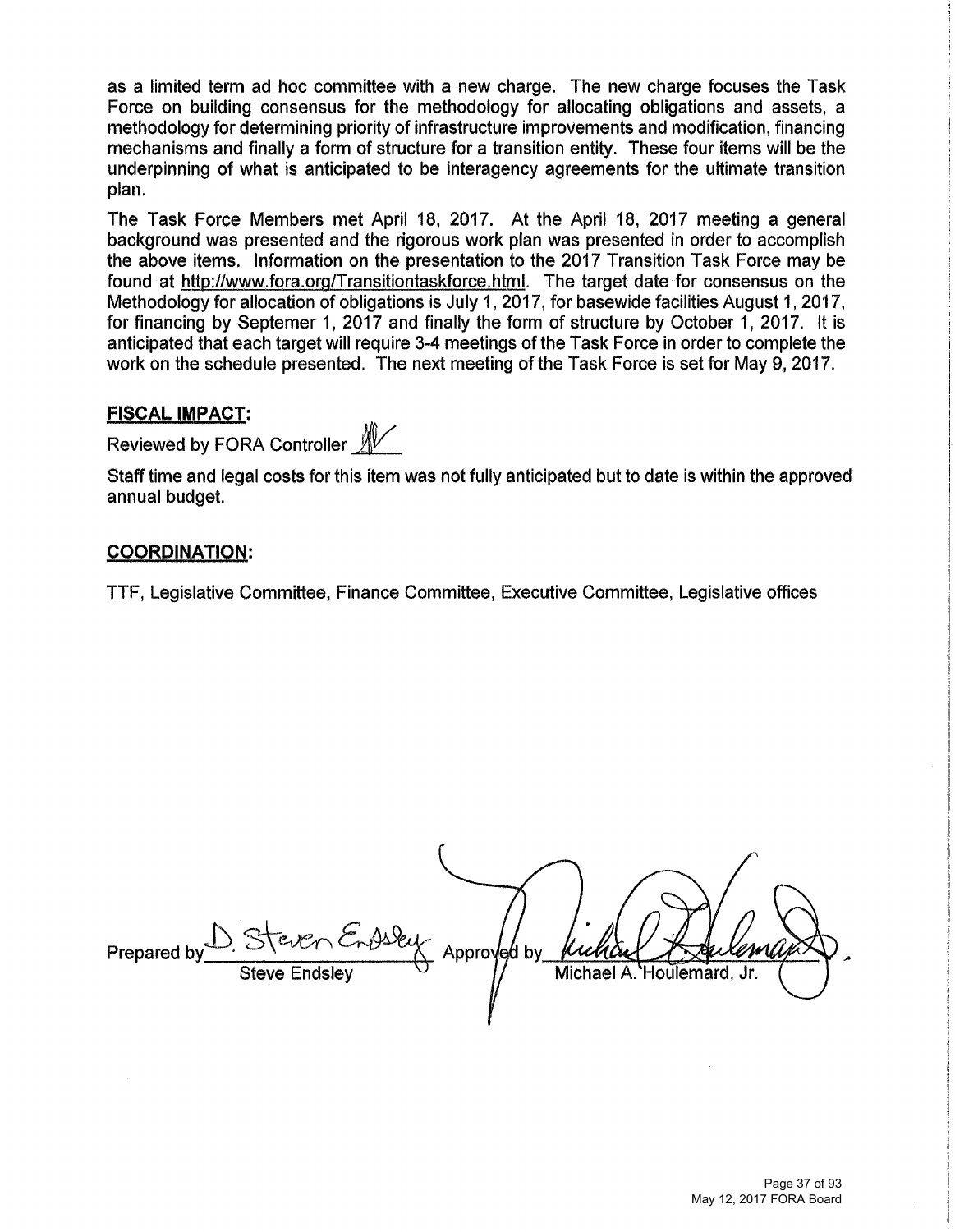as a limited term ad hoc committee with a new charge. The new charge focuses the Task Force on building consensus for the methodology for allocating obligations and assets, a methodology for determining priority of infrastructure improvements and modification, financing mechanisms and finally a form of structure for a transition entity. These four items will be the underpinning of what is anticipated to be interagency agreements for the ultimate transition plan.

The Task Force Members met April 18, 2017. At the April 18, 2017 meeting a general background was presented and the rigorous work plan was presented in order to accomplish the above items. Information on the presentation to the 2017 Transition Task Force may be found at http://www.fora.org/Transitiontaskforce.html. The target date for consensus on the Methodology for allocation of obligations is July 1, 2017, for basewide facilities August 1, 2017, for financing by Septemer 1, 2017 and finally the form of structure by October 1, 2017. It is anticipated that each target will require 3-4 meetings of the Task Force in order to complete the work on the schedule presented. The next meeting of the Task Force is set for May 9, 2017.

## FISCAL IMPACT:

Reviewed by FORA Controller ____

Staff time and legal costs for this item was not fully anticipated but to date is within the approved annual budget.

## COORDINATION:

TTF, Legislative Committee, Finance Committee, Executive Committee, Legislative offices

Prepared by ____ Approved by ____

Steve Endsley Michael A. Houlemard, Jr.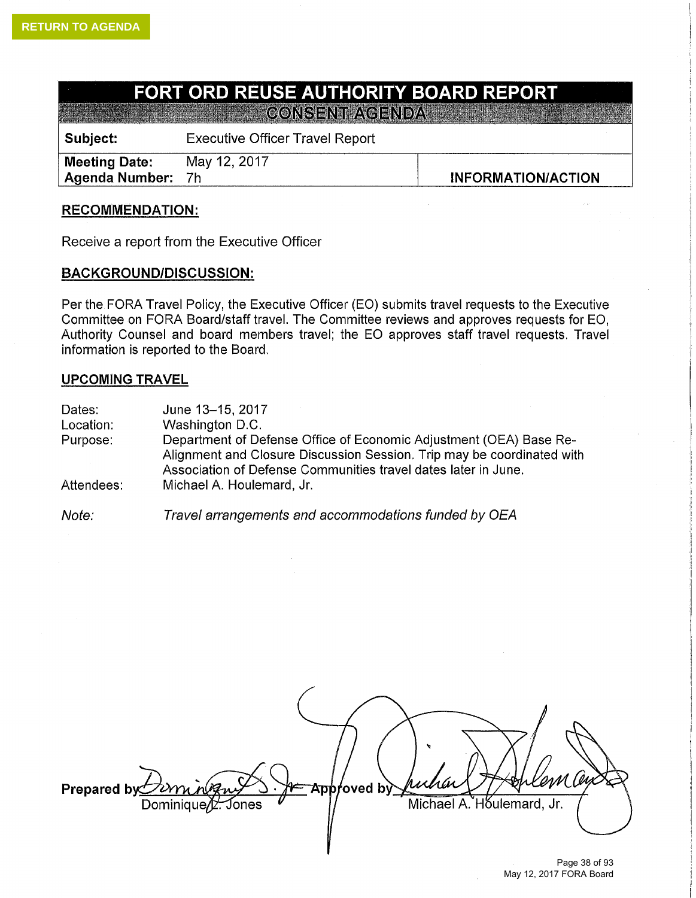RETURN TO AGENDA

# FORT ORD REUSE AUTHORITY BOARD REPORT

## CONSENT AGENDA

| | | |
|---|---|---|
| **Subject:** | Executive Officer Travel Report | |
| **Meeting Date:** | May 12, 2017 | |
| **Agenda Number:** | 7h | **INFORMATION/ACTION** |

**RECOMMENDATION:**

Receive a report from the Executive Officer

**BACKGROUND/DISCUSSION:**

Per the FORA Travel Policy, the Executive Officer (EO) submits travel requests to the Executive Committee on FORA Board/staff travel. The Committee reviews and approves requests for EO, Authority Counsel and board members travel; the EO approves staff travel requests. Travel information is reported to the Board.

**UPCOMING TRAVEL**

Dates: June 13–15, 2017
Location: Washington D.C.
Purpose: Department of Defense Office of Economic Adjustment (OEA) Base Re-Alignment and Closure Discussion Session. Trip may be coordinated with Association of Defense Communities travel dates later in June.
Attendees: Michael A. Houlemard, Jr.

*Note:* *Travel arrangements and accommodations funded by OEA*

**Prepared by** Dominique L. Jones **Approved by** Michael A. Houlemard, Jr.